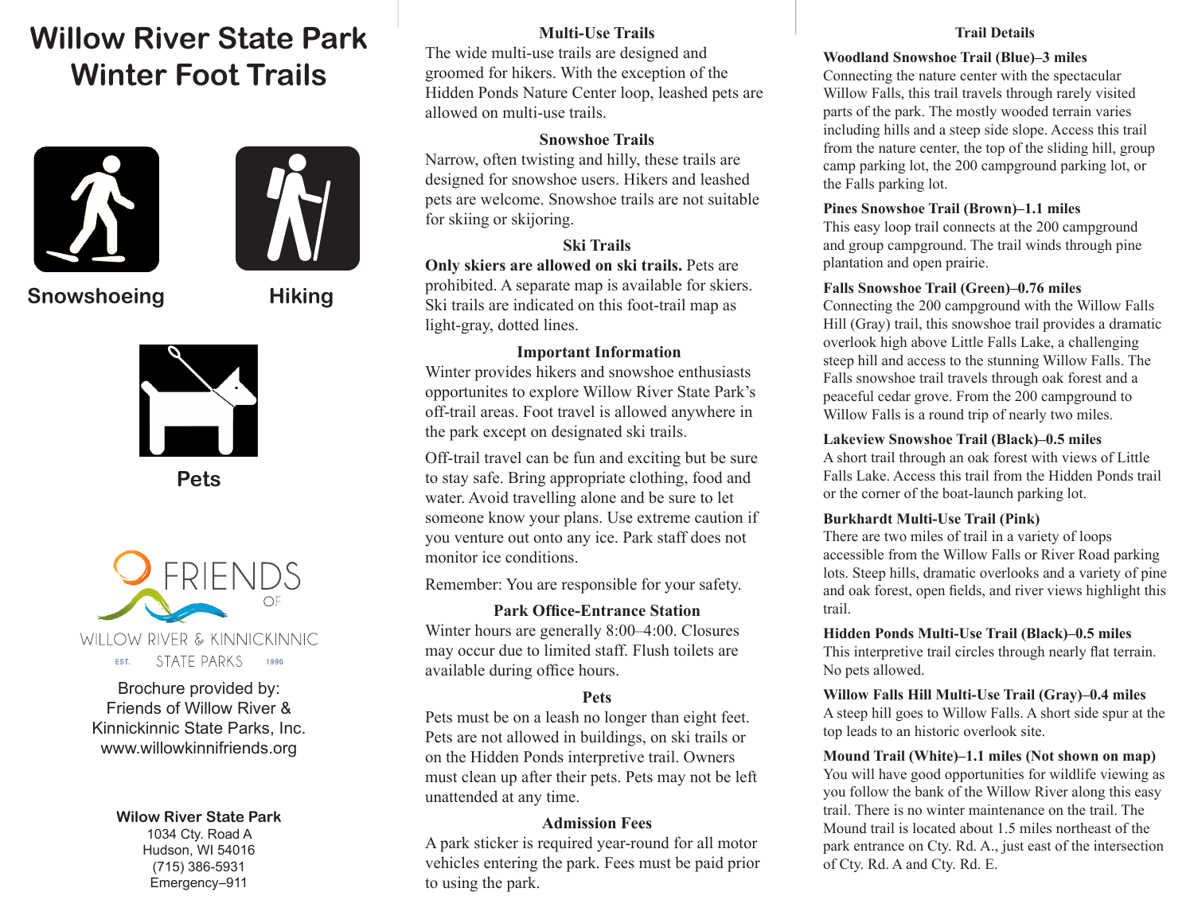# Willow River State Park Winter Foot Trails

Snowshoeing

Hiking

Pets

FRIENDS OF WILLOW RIVER & KINNICKINNIC STATE PARKS EST. 1990

Brochure provided by:
Friends of Willow River & Kinnickinnic State Parks, Inc.
www.willowkinnifriends.org

**Wilow River State Park**
1034 Cty. Road A
Hudson, WI 54016
(715) 386-5931
Emergency–911

## Multi-Use Trails

The wide multi-use trails are designed and groomed for hikers. With the exception of the Hidden Ponds Nature Center loop, leashed pets are allowed on multi-use trails.

## Snowshoe Trails

Narrow, often twisting and hilly, these trails are designed for snowshoe users. Hikers and leashed pets are welcome. Snowshoe trails are not suitable for skiing or skijoring.

## Ski Trails

**Only skiers are allowed on ski trails.** Pets are prohibited. A separate map is available for skiers. Ski trails are indicated on this foot-trail map as light-gray, dotted lines.

## Important Information

Winter provides hikers and snowshoe enthusiasts opportunites to explore Willow River State Park's off-trail areas. Foot travel is allowed anywhere in the park except on designated ski trails.

Off-trail travel can be fun and exciting but be sure to stay safe. Bring appropriate clothing, food and water. Avoid travelling alone and be sure to let someone know your plans. Use extreme caution if you venture out onto any ice. Park staff does not monitor ice conditions.

Remember: You are responsible for your safety.

## Park Office-Entrance Station

Winter hours are generally 8:00–4:00. Closures may occur due to limited staff. Flush toilets are available during office hours.

## Pets

Pets must be on a leash no longer than eight feet. Pets are not allowed in buildings, on ski trails or on the Hidden Ponds interpretive trail. Owners must clean up after their pets. Pets may not be left unattended at any time.

## Admission Fees

A park sticker is required year-round for all motor vehicles entering the park. Fees must be paid prior to using the park.

## Trail Details

**Woodland Snowshoe Trail (Blue)–3 miles**
Connecting the nature center with the spectacular Willow Falls, this trail travels through rarely visited parts of the park. The mostly wooded terrain varies including hills and a steep side slope. Access this trail from the nature center, the top of the sliding hill, group camp parking lot, the 200 campground parking lot, or the Falls parking lot.

**Pines Snowshoe Trail (Brown)–1.1 miles**
This easy loop trail connects at the 200 campground and group campground. The trail winds through pine plantation and open prairie.

**Falls Snowshoe Trail (Green)–0.76 miles**
Connecting the 200 campground with the Willow Falls Hill (Gray) trail, this snowshoe trail provides a dramatic overlook high above Little Falls Lake, a challenging steep hill and access to the stunning Willow Falls. The Falls snowshoe trail travels through oak forest and a peaceful cedar grove. From the 200 campground to Willow Falls is a round trip of nearly two miles.

**Lakeview Snowshoe Trail (Black)–0.5 miles**
A short trail through an oak forest with views of Little Falls Lake. Access this trail from the Hidden Ponds trail or the corner of the boat-launch parking lot.

**Burkhardt Multi-Use Trail (Pink)**
There are two miles of trail in a variety of loops accessible from the Willow Falls or River Road parking lots. Steep hills, dramatic overlooks and a variety of pine and oak forest, open fields, and river views highlight this trail.

**Hidden Ponds Multi-Use Trail (Black)–0.5 miles**
This interpretive trail circles through nearly flat terrain. No pets allowed.

**Willow Falls Hill Multi-Use Trail (Gray)–0.4 miles**
A steep hill goes to Willow Falls. A short side spur at the top leads to an historic overlook site.

**Mound Trail (White)–1.1 miles (Not shown on map)**
You will have good opportunities for wildlife viewing as you follow the bank of the Willow River along this easy trail. There is no winter maintenance on the trail. The Mound trail is located about 1.5 miles northeast of the park entrance on Cty. Rd. A., just east of the intersection of Cty. Rd. A and Cty. Rd. E.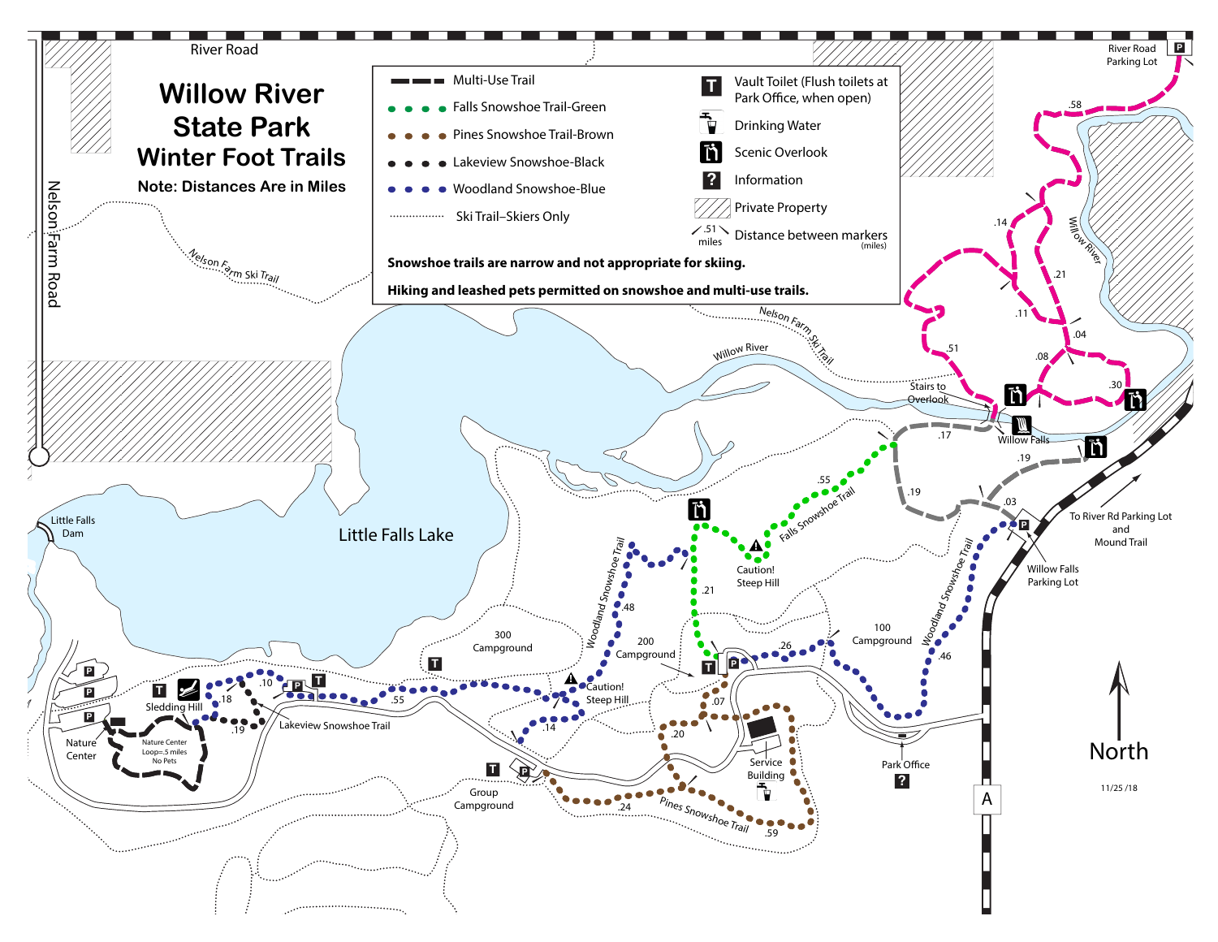# Willow River State Park Winter Foot Trails

**Note: Distances Are in Miles**

- Multi-Use Trail
- Falls Snowshoe Trail-Green
- Pines Snowshoe Trail-Brown
- Lakeview Snowshoe-Black
- Woodland Snowshoe-Blue
- Ski Trail–Skiers Only

- Vault Toilet (Flush toilets at Park Office, when open)
- Drinking Water
- Scenic Overlook
- Information
- Private Property
- .51 miles — Distance between markers (miles)

**Snowshoe trails are narrow and not appropriate for skiing.**

**Hiking and leashed pets permitted on snowshoe and multi-use trails.**

River Road

River Road Parking Lot

Nelson Farm Road

Nelson Farm Ski Trail

Willow River

Stairs to Overlook

Willow Falls

Little Falls Dam

Little Falls Lake

Falls Snowshoe Trail

Caution! Steep Hill

Woodland Snowshoe Trail

300 Campground

200 Campground

100 Campground

Sledding Hill

Nature Center

Nature Center Loop=.5 miles No Pets

Lakeview Snowshoe Trail

Group Campground

Service Building

Pines Snowshoe Trail

Park Office

Willow Falls Parking Lot

To River Rd Parking Lot and Mound Trail

A

North

.58 .14 .21 .11 .04 .51 .08 .30 .17 .19 .19 .03 .55 .21 .48 .26 .46 .18 .10 .19 .55 .14 .07 .20 .24 .59

11/25/18